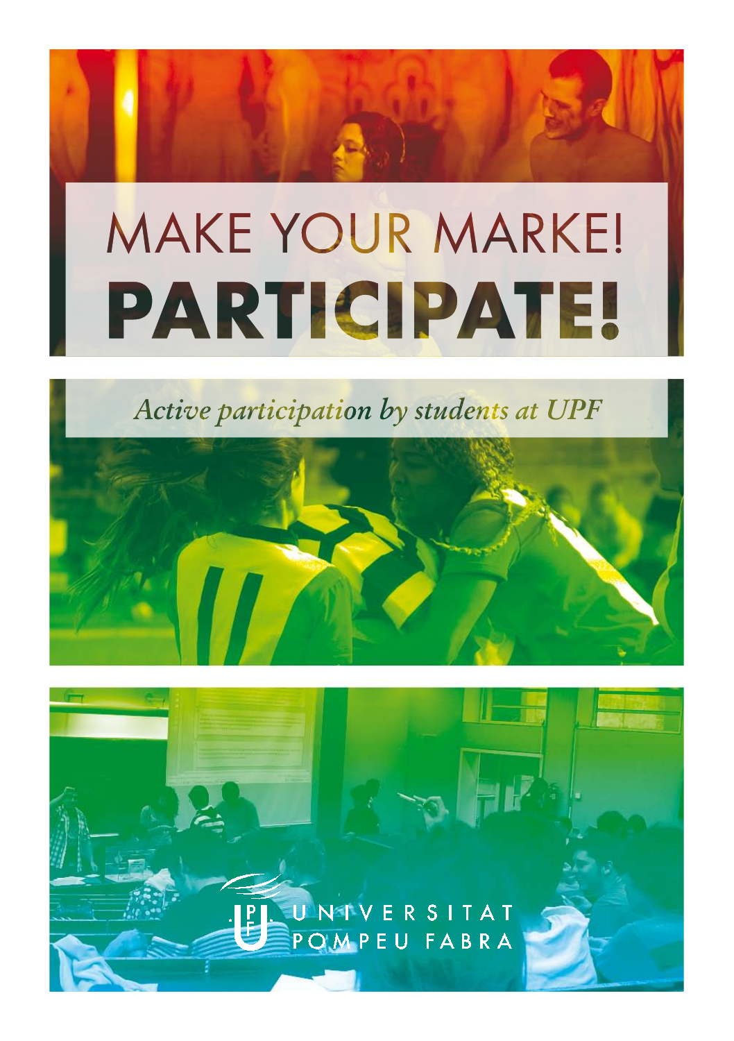# MAKE YOUR MARKE!

# PARTICIPATE!

*Active participation by students at UPF*

UNIVERSITAT POMPEU FABRA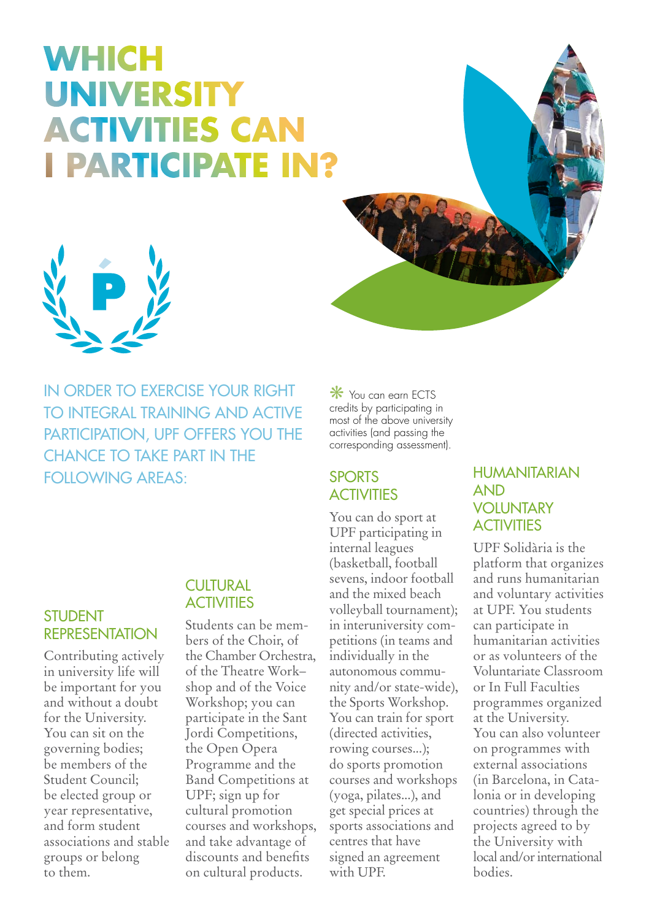# WHICH UNIVERSITY ACTIVITIES CAN I PARTICIPATE IN?

IN ORDER TO EXERCISE YOUR RIGHT TO INTEGRAL TRAINING AND ACTIVE PARTICIPATION, UPF OFFERS YOU THE CHANCE TO TAKE PART IN THE FOLLOWING AREAS:

## STUDENT REPRESENTATION

Contributing actively in university life will be important for you and without a doubt for the University. You can sit on the governing bodies; be members of the Student Council; be elected group or year representative, and form student associations and stable groups or belong to them.

## CULTURAL ACTIVITIES

Students can be members of the Choir, of the Chamber Orchestra, of the Theatre Work–shop and of the Voice Workshop; you can participate in the Sant Jordi Competitions, the Open Opera Programme and the Band Competitions at UPF; sign up for cultural promotion courses and workshops, and take advantage of discounts and benefits on cultural products.

✻ You can earn ECTS credits by participating in most of the above university activities (and passing the corresponding assessment).

## SPORTS ACTIVITIES

You can do sport at UPF participating in internal leagues (basketball, football sevens, indoor football and the mixed beach volleyball tournament); in interuniversity competitions (in teams and individually in the autonomous community and/or state-wide), the Sports Workshop. You can train for sport (directed activities, rowing courses...); do sports promotion courses and workshops (yoga, pilates...), and get special prices at sports associations and centres that have signed an agreement with UPF.

## HUMANITARIAN AND VOLUNTARY ACTIVITIES

UPF Solidària is the platform that organizes and runs humanitarian and voluntary activities at UPF. You students can participate in humanitarian activities or as volunteers of the Voluntariate Classroom or In Full Faculties programmes organized at the University. You can also volunteer on programmes with external associations (in Barcelona, in Catalonia or in developing countries) through the projects agreed to by the University with local and/or international bodies.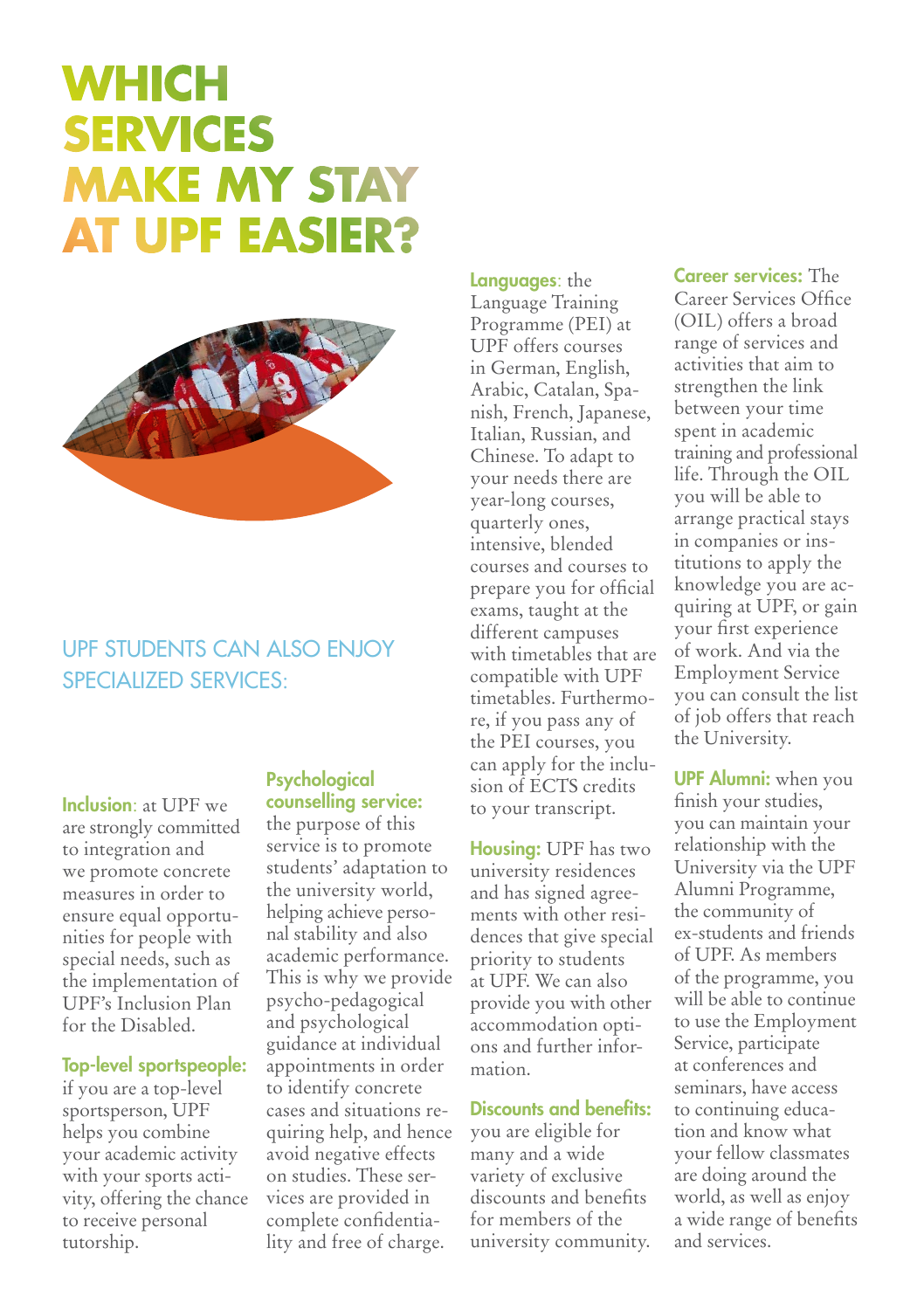# WHICH SERVICES MAKE MY STAY AT UPF EASIER?

## UPF STUDENTS CAN ALSO ENJOY SPECIALIZED SERVICES:

**Inclusion**: at UPF we are strongly committed to integration and we promote concrete measures in order to ensure equal opportunities for people with special needs, such as the implementation of UPF's Inclusion Plan for the Disabled.

**Top-level sportspeople:** if you are a top-level sportsperson, UPF helps you combine your academic activity with your sports activity, offering the chance to receive personal tutorship.

**Psychological counselling service:** the purpose of this service is to promote students' adaptation to the university world, helping achieve personal stability and also academic performance. This is why we provide psycho-pedagogical and psychological guidance at individual appointments in order to identify concrete cases and situations requiring help, and hence avoid negative effects on studies. These services are provided in complete confidentiality and free of charge.

**Languages**: the Language Training Programme (PEI) at UPF offers courses in German, English, Arabic, Catalan, Spanish, French, Japanese, Italian, Russian, and Chinese. To adapt to your needs there are year-long courses, quarterly ones, intensive, blended courses and courses to prepare you for official exams, taught at the different campuses with timetables that are compatible with UPF timetables. Furthermore, if you pass any of the PEI courses, you can apply for the inclusion of ECTS credits to your transcript.

**Housing:** UPF has two university residences and has signed agreements with other residences that give special priority to students at UPF. We can also provide you with other accommodation options and further information.

**Discounts and benefits:** you are eligible for many and a wide variety of exclusive discounts and benefits for members of the university community.

**Career services:** The Career Services Office (OIL) offers a broad range of services and activities that aim to strengthen the link between your time spent in academic training and professional life. Through the OIL you will be able to arrange practical stays in companies or institutions to apply the knowledge you are acquiring at UPF, or gain your first experience of work. And via the Employment Service you can consult the list of job offers that reach the University.

**UPF Alumni:** when you finish your studies, you can maintain your relationship with the University via the UPF Alumni Programme, the community of ex-students and friends of UPF. As members of the programme, you will be able to continue to use the Employment Service, participate at conferences and seminars, have access to continuing education and know what your fellow classmates are doing around the world, as well as enjoy a wide range of benefits and services.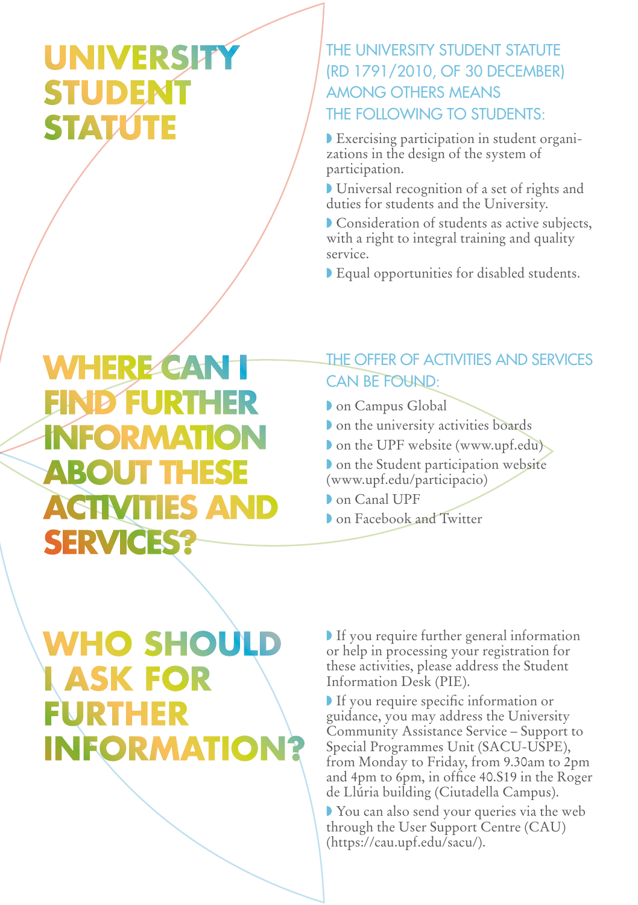# UNIVERSITY STUDENT STATUTE

THE UNIVERSITY STUDENT STATUTE (RD 1791/2010, OF 30 DECEMBER) AMONG OTHERS MEANS THE FOLLOWING TO STUDENTS:

- Exercising participation in student organizations in the design of the system of participation.
- Universal recognition of a set of rights and duties for students and the University.
- Consideration of students as active subjects, with a right to integral training and quality service.
- Equal opportunities for disabled students.

# WHERE CAN I FIND FURTHER INFORMATION ABOUT THESE ACTIVITIES AND SERVICES?

THE OFFER OF ACTIVITIES AND SERVICES CAN BE FOUND:

- on Campus Global
- on the university activities boards
- on the UPF website (www.upf.edu)
- on the Student participation website (www.upf.edu/participacio)
- on Canal UPF
- on Facebook and Twitter

# WHO SHOULD I ASK FOR FURTHER INFORMATION?

- If you require further general information or help in processing your registration for these activities, please address the Student Information Desk (PIE).
- If you require specific information or guidance, you may address the University Community Assistance Service – Support to Special Programmes Unit (SACU-USPE), from Monday to Friday, from 9.30am to 2pm and 4pm to 6pm, in office 40.S19 in the Roger de Llúria building (Ciutadella Campus).
- You can also send your queries via the web through the User Support Centre (CAU) (https://cau.upf.edu/sacu/).